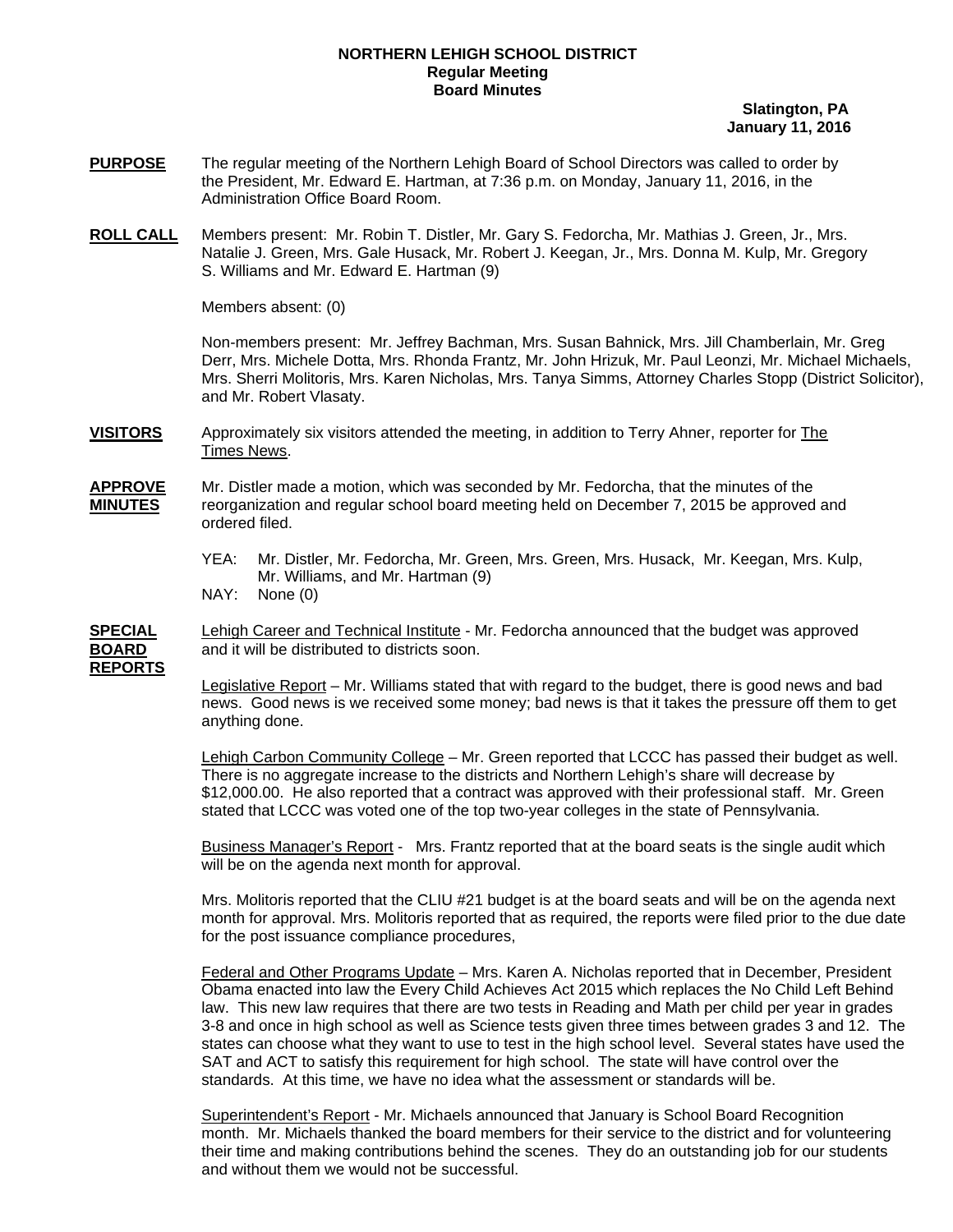**NORTHERN LEHIGH SCHOOL DISTRICT**
**Regular Meeting**
**Board Minutes**

**Slatington, PA**
**January 11, 2016**

**PURPOSE** The regular meeting of the Northern Lehigh Board of School Directors was called to order by the President, Mr. Edward E. Hartman, at 7:36 p.m. on Monday, January 11, 2016, in the Administration Office Board Room.

**ROLL CALL** Members present: Mr. Robin T. Distler, Mr. Gary S. Fedorcha, Mr. Mathias J. Green, Jr., Mrs. Natalie J. Green, Mrs. Gale Husack, Mr. Robert J. Keegan, Jr., Mrs. Donna M. Kulp, Mr. Gregory S. Williams and Mr. Edward E. Hartman (9)

Members absent: (0)

Non-members present: Mr. Jeffrey Bachman, Mrs. Susan Bahnick, Mrs. Jill Chamberlain, Mr. Greg Derr, Mrs. Michele Dotta, Mrs. Rhonda Frantz, Mr. John Hrizuk, Mr. Paul Leonzi, Mr. Michael Michaels, Mrs. Sherri Molitoris, Mrs. Karen Nicholas, Mrs. Tanya Simms, Attorney Charles Stopp (District Solicitor), and Mr. Robert Vlasaty.

**VISITORS** Approximately six visitors attended the meeting, in addition to Terry Ahner, reporter for The Times News.

**APPROVE MINUTES** Mr. Distler made a motion, which was seconded by Mr. Fedorcha, that the minutes of the reorganization and regular school board meeting held on December 7, 2015 be approved and ordered filed.

YEA: Mr. Distler, Mr. Fedorcha, Mr. Green, Mrs. Green, Mrs. Husack, Mr. Keegan, Mrs. Kulp, Mr. Williams, and Mr. Hartman (9)
NAY: None (0)

**SPECIAL BOARD REPORTS** Lehigh Career and Technical Institute - Mr. Fedorcha announced that the budget was approved and it will be distributed to districts soon.

Legislative Report – Mr. Williams stated that with regard to the budget, there is good news and bad news. Good news is we received some money; bad news is that it takes the pressure off them to get anything done.

Lehigh Carbon Community College – Mr. Green reported that LCCC has passed their budget as well. There is no aggregate increase to the districts and Northern Lehigh's share will decrease by $12,000.00. He also reported that a contract was approved with their professional staff. Mr. Green stated that LCCC was voted one of the top two-year colleges in the state of Pennsylvania.

Business Manager's Report - Mrs. Frantz reported that at the board seats is the single audit which will be on the agenda next month for approval.

Mrs. Molitoris reported that the CLIU #21 budget is at the board seats and will be on the agenda next month for approval. Mrs. Molitoris reported that as required, the reports were filed prior to the due date for the post issuance compliance procedures,

Federal and Other Programs Update – Mrs. Karen A. Nicholas reported that in December, President Obama enacted into law the Every Child Achieves Act 2015 which replaces the No Child Left Behind law. This new law requires that there are two tests in Reading and Math per child per year in grades 3-8 and once in high school as well as Science tests given three times between grades 3 and 12. The states can choose what they want to use to test in the high school level. Several states have used the SAT and ACT to satisfy this requirement for high school. The state will have control over the standards. At this time, we have no idea what the assessment or standards will be.

Superintendent's Report - Mr. Michaels announced that January is School Board Recognition month. Mr. Michaels thanked the board members for their service to the district and for volunteering their time and making contributions behind the scenes. They do an outstanding job for our students and without them we would not be successful.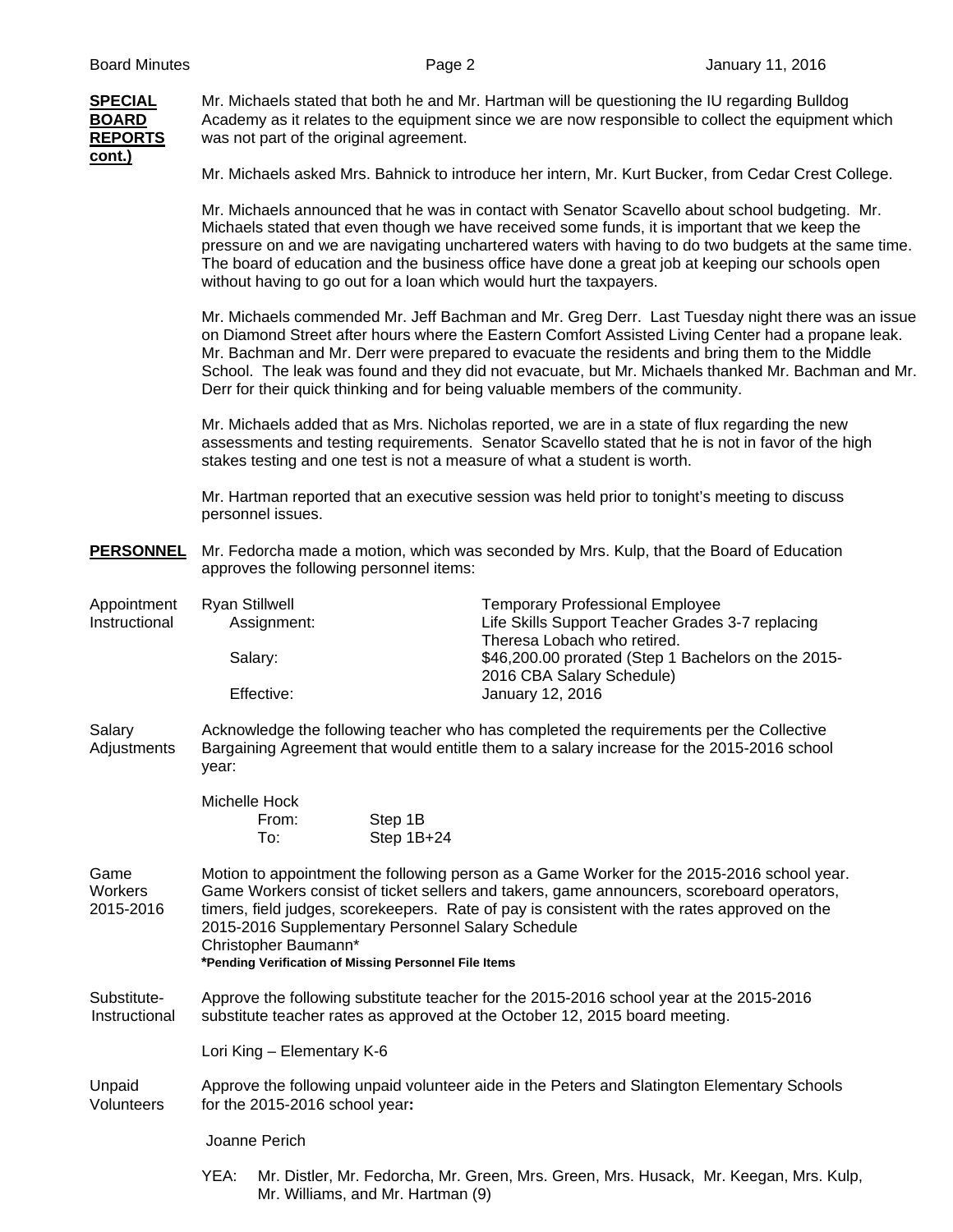**SPECIAL BOARD REPORTS cont.)**

Mr. Michaels stated that both he and Mr. Hartman will be questioning the IU regarding Bulldog Academy as it relates to the equipment since we are now responsible to collect the equipment which was not part of the original agreement.

Mr. Michaels asked Mrs. Bahnick to introduce her intern, Mr. Kurt Bucker, from Cedar Crest College.

Mr. Michaels announced that he was in contact with Senator Scavello about school budgeting. Mr. Michaels stated that even though we have received some funds, it is important that we keep the pressure on and we are navigating unchartered waters with having to do two budgets at the same time. The board of education and the business office have done a great job at keeping our schools open without having to go out for a loan which would hurt the taxpayers.

Mr. Michaels commended Mr. Jeff Bachman and Mr. Greg Derr. Last Tuesday night there was an issue on Diamond Street after hours where the Eastern Comfort Assisted Living Center had a propane leak. Mr. Bachman and Mr. Derr were prepared to evacuate the residents and bring them to the Middle School. The leak was found and they did not evacuate, but Mr. Michaels thanked Mr. Bachman and Mr. Derr for their quick thinking and for being valuable members of the community.

Mr. Michaels added that as Mrs. Nicholas reported, we are in a state of flux regarding the new assessments and testing requirements. Senator Scavello stated that he is not in favor of the high stakes testing and one test is not a measure of what a student is worth.

Mr. Hartman reported that an executive session was held prior to tonight's meeting to discuss personnel issues.

**PERSONNEL**

Mr. Fedorcha made a motion, which was seconded by Mrs. Kulp, that the Board of Education approves the following personnel items:

Appointment Instructional

Ryan Stillwell — Temporary Professional Employee
- Assignment: Life Skills Support Teacher Grades 3-7 replacing Theresa Lobach who retired.
- Salary: $46,200.00 prorated (Step 1 Bachelors on the 2015-2016 CBA Salary Schedule)
- Effective: January 12, 2016

Salary Adjustments

Acknowledge the following teacher who has completed the requirements per the Collective Bargaining Agreement that would entitle them to a salary increase for the 2015-2016 school year:

Michelle Hock
- From: Step 1B
- To: Step 1B+24

Game Workers 2015-2016

Motion to appointment the following person as a Game Worker for the 2015-2016 school year. Game Workers consist of ticket sellers and takers, game announcers, scoreboard operators, timers, field judges, scorekeepers. Rate of pay is consistent with the rates approved on the 2015-2016 Supplementary Personnel Salary Schedule

Christopher Baumann*

***Pending Verification of Missing Personnel File Items**

Substitute-Instructional

Approve the following substitute teacher for the 2015-2016 school year at the 2015-2016 substitute teacher rates as approved at the October 12, 2015 board meeting.

Lori King – Elementary K-6

Unpaid Volunteers

Approve the following unpaid volunteer aide in the Peters and Slatington Elementary Schools for the 2015-2016 school year**:**

Joanne Perich

YEA: Mr. Distler, Mr. Fedorcha, Mr. Green, Mrs. Green, Mrs. Husack, Mr. Keegan, Mrs. Kulp, Mr. Williams, and Mr. Hartman (9)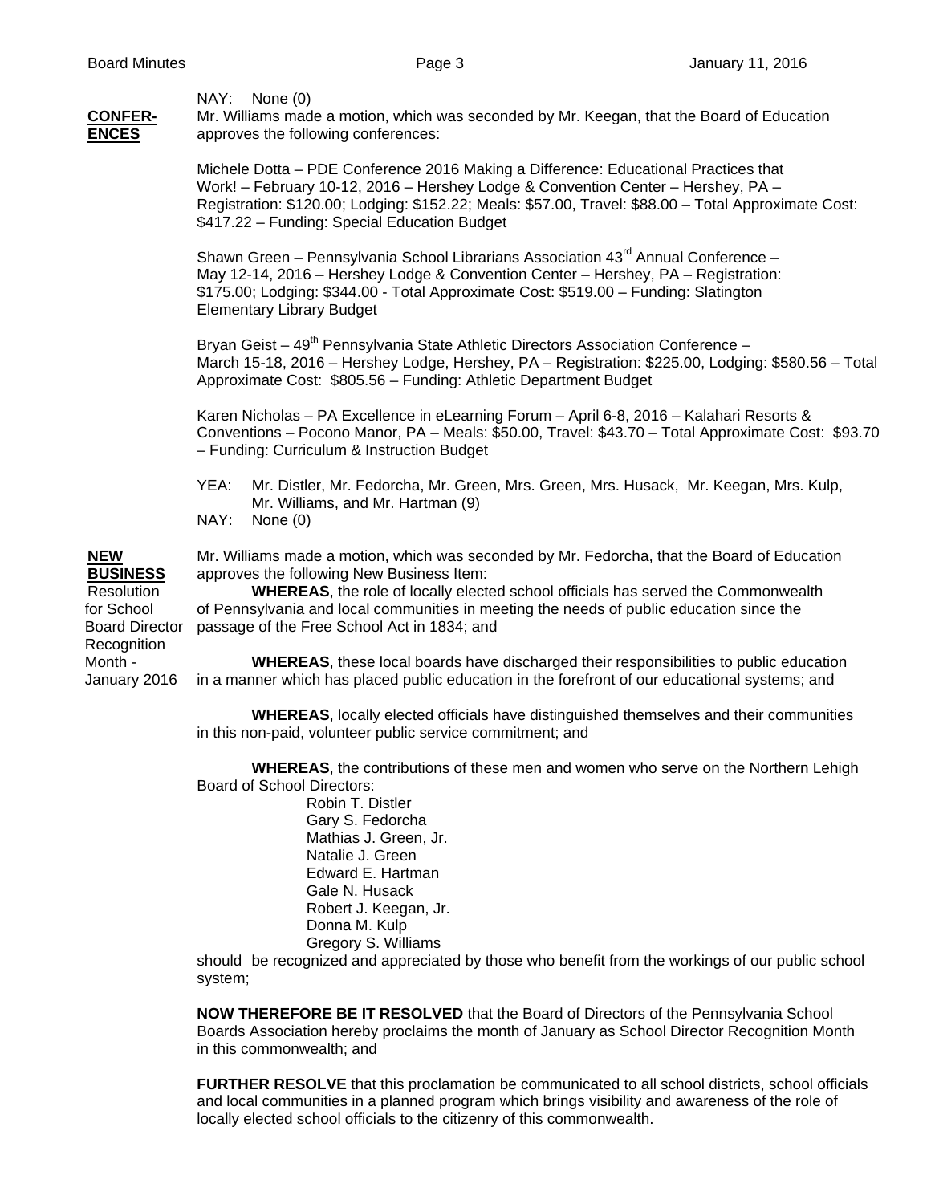NAY: None (0)

**CONFERENCES**

Mr. Williams made a motion, which was seconded by Mr. Keegan, that the Board of Education approves the following conferences:

Michele Dotta – PDE Conference 2016 Making a Difference: Educational Practices that Work! – February 10-12, 2016 – Hershey Lodge & Convention Center – Hershey, PA – Registration: $120.00; Lodging: $152.22; Meals: $57.00, Travel: $88.00 – Total Approximate Cost: $417.22 – Funding: Special Education Budget

Shawn Green – Pennsylvania School Librarians Association 43rd Annual Conference – May 12-14, 2016 – Hershey Lodge & Convention Center – Hershey, PA – Registration: $175.00; Lodging: $344.00 - Total Approximate Cost: $519.00 – Funding: Slatington Elementary Library Budget

Bryan Geist – 49th Pennsylvania State Athletic Directors Association Conference – March 15-18, 2016 – Hershey Lodge, Hershey, PA – Registration: $225.00, Lodging: $580.56 – Total Approximate Cost: $805.56 – Funding: Athletic Department Budget

Karen Nicholas – PA Excellence in eLearning Forum – April 6-8, 2016 – Kalahari Resorts & Conventions – Pocono Manor, PA – Meals: $50.00, Travel: $43.70 – Total Approximate Cost: $93.70 – Funding: Curriculum & Instruction Budget

YEA: Mr. Distler, Mr. Fedorcha, Mr. Green, Mrs. Green, Mrs. Husack, Mr. Keegan, Mrs. Kulp, Mr. Williams, and Mr. Hartman (9)
NAY: None (0)

**NEW BUSINESS**

Resolution for School Board Director Recognition Month - January 2016

Mr. Williams made a motion, which was seconded by Mr. Fedorcha, that the Board of Education approves the following New Business Item:

**WHEREAS**, the role of locally elected school officials has served the Commonwealth of Pennsylvania and local communities in meeting the needs of public education since the passage of the Free School Act in 1834; and

**WHEREAS**, these local boards have discharged their responsibilities to public education in a manner which has placed public education in the forefront of our educational systems; and

**WHEREAS**, locally elected officials have distinguished themselves and their communities in this non-paid, volunteer public service commitment; and

**WHEREAS**, the contributions of these men and women who serve on the Northern Lehigh Board of School Directors:

Robin T. Distler
Gary S. Fedorcha
Mathias J. Green, Jr.
Natalie J. Green
Edward E. Hartman
Gale N. Husack
Robert J. Keegan, Jr.
Donna M. Kulp
Gregory S. Williams

should be recognized and appreciated by those who benefit from the workings of our public school system;

**NOW THEREFORE BE IT RESOLVED** that the Board of Directors of the Pennsylvania School Boards Association hereby proclaims the month of January as School Director Recognition Month in this commonwealth; and

**FURTHER RESOLVE** that this proclamation be communicated to all school districts, school officials and local communities in a planned program which brings visibility and awareness of the role of locally elected school officials to the citizenry of this commonwealth.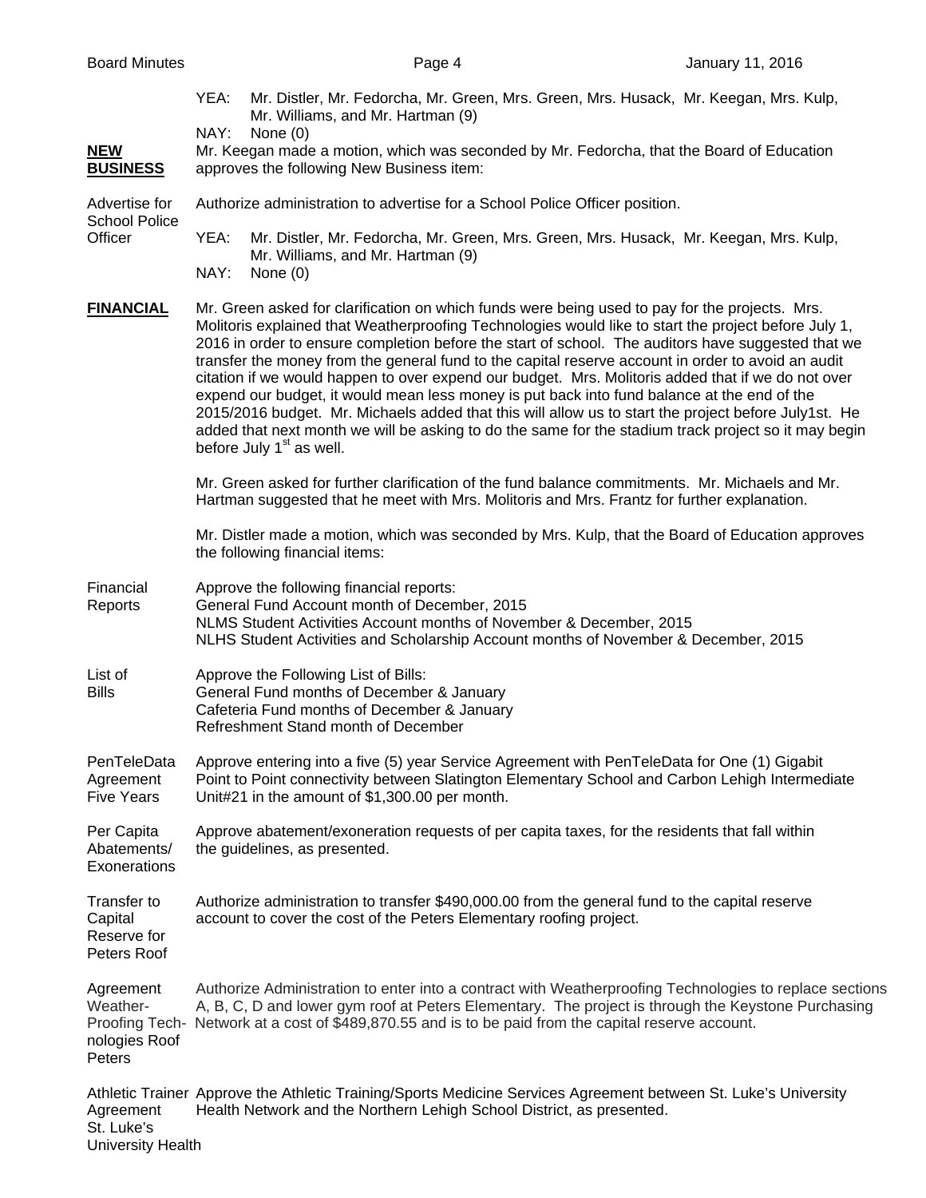YEA: Mr. Distler, Mr. Fedorcha, Mr. Green, Mrs. Green, Mrs. Husack, Mr. Keegan, Mrs. Kulp, Mr. Williams, and Mr. Hartman (9)
NAY: None (0)

**NEW BUSINESS**

Mr. Keegan made a motion, which was seconded by Mr. Fedorcha, that the Board of Education approves the following New Business item:

Advertise for School Police Officer

Authorize administration to advertise for a School Police Officer position.

YEA: Mr. Distler, Mr. Fedorcha, Mr. Green, Mrs. Green, Mrs. Husack, Mr. Keegan, Mrs. Kulp, Mr. Williams, and Mr. Hartman (9)
NAY: None (0)

**FINANCIAL**

Mr. Green asked for clarification on which funds were being used to pay for the projects. Mrs. Molitoris explained that Weatherproofing Technologies would like to start the project before July 1, 2016 in order to ensure completion before the start of school. The auditors have suggested that we transfer the money from the general fund to the capital reserve account in order to avoid an audit citation if we would happen to over expend our budget. Mrs. Molitoris added that if we do not over expend our budget, it would mean less money is put back into fund balance at the end of the 2015/2016 budget. Mr. Michaels added that this will allow us to start the project before July1st. He added that next month we will be asking to do the same for the stadium track project so it may begin before July 1st as well.

Mr. Green asked for further clarification of the fund balance commitments. Mr. Michaels and Mr. Hartman suggested that he meet with Mrs. Molitoris and Mrs. Frantz for further explanation.

Mr. Distler made a motion, which was seconded by Mrs. Kulp, that the Board of Education approves the following financial items:

Financial Reports

Approve the following financial reports:
General Fund Account month of December, 2015
NLMS Student Activities Account months of November & December, 2015
NLHS Student Activities and Scholarship Account months of November & December, 2015

List of Bills

Approve the Following List of Bills:
General Fund months of December & January
Cafeteria Fund months of December & January
Refreshment Stand month of December

PenTeleData Agreement Five Years

Approve entering into a five (5) year Service Agreement with PenTeleData for One (1) Gigabit Point to Point connectivity between Slatington Elementary School and Carbon Lehigh Intermediate Unit#21 in the amount of $1,300.00 per month.

Per Capita Abatements/ Exonerations

Approve abatement/exoneration requests of per capita taxes, for the residents that fall within the guidelines, as presented.

Transfer to Capital Reserve for Peters Roof

Authorize administration to transfer $490,000.00 from the general fund to the capital reserve account to cover the cost of the Peters Elementary roofing project.

Agreement Weather-Proofing Technologies Roof Peters

Authorize Administration to enter into a contract with Weatherproofing Technologies to replace sections A, B, C, D and lower gym roof at Peters Elementary. The project is through the Keystone Purchasing Network at a cost of $489,870.55 and is to be paid from the capital reserve account.

Athletic Trainer Agreement St. Luke's University Health

Approve the Athletic Training/Sports Medicine Services Agreement between St. Luke's University Health Network and the Northern Lehigh School District, as presented.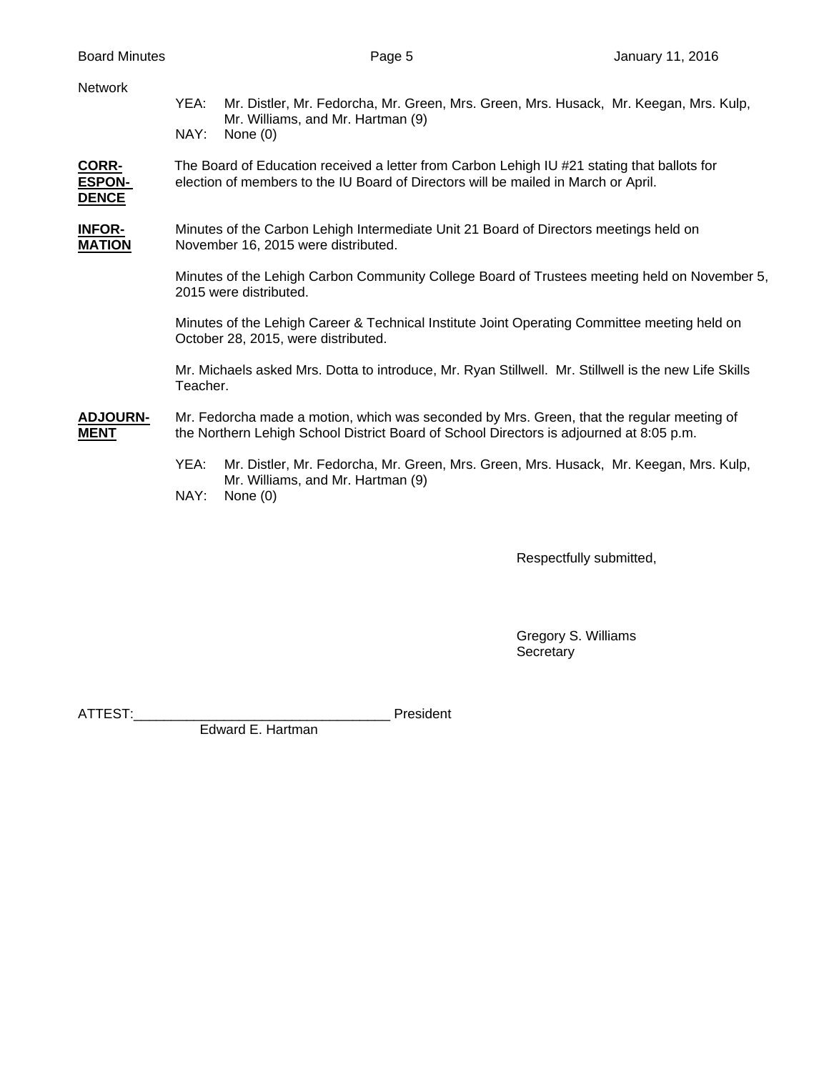Network

YEA: Mr. Distler, Mr. Fedorcha, Mr. Green, Mrs. Green, Mrs. Husack, Mr. Keegan, Mrs. Kulp, Mr. Williams, and Mr. Hartman (9)
NAY: None (0)

**CORR-ESPON-DENCE**

The Board of Education received a letter from Carbon Lehigh IU #21 stating that ballots for election of members to the IU Board of Directors will be mailed in March or April.

**INFOR-MATION**

Minutes of the Carbon Lehigh Intermediate Unit 21 Board of Directors meetings held on November 16, 2015 were distributed.

Minutes of the Lehigh Carbon Community College Board of Trustees meeting held on November 5, 2015 were distributed.

Minutes of the Lehigh Career & Technical Institute Joint Operating Committee meeting held on October 28, 2015, were distributed.

Mr. Michaels asked Mrs. Dotta to introduce, Mr. Ryan Stillwell. Mr. Stillwell is the new Life Skills Teacher.

**ADJOURN-MENT**

Mr. Fedorcha made a motion, which was seconded by Mrs. Green, that the regular meeting of the Northern Lehigh School District Board of School Directors is adjourned at 8:05 p.m.

YEA: Mr. Distler, Mr. Fedorcha, Mr. Green, Mrs. Green, Mrs. Husack, Mr. Keegan, Mrs. Kulp, Mr. Williams, and Mr. Hartman (9)
NAY: None (0)

Respectfully submitted,

Gregory S. Williams
Secretary

ATTEST:_________________________________ President
Edward E. Hartman